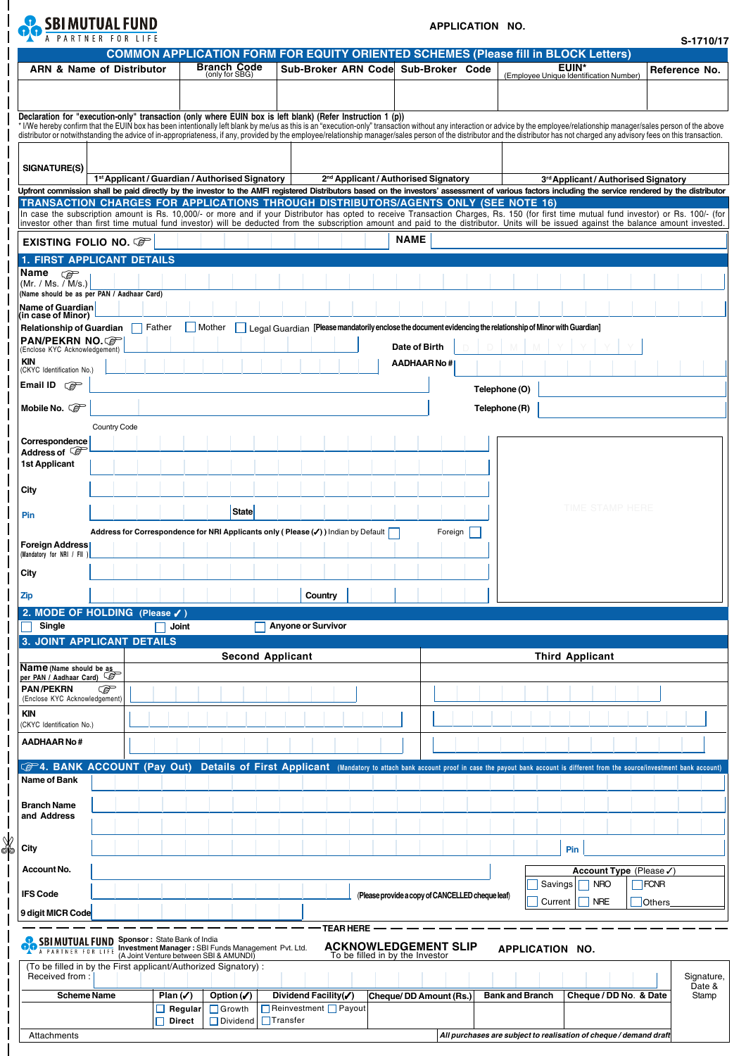**SBI MUTUAL FUND**
A PARTNER FOR LIFE

APPLICATION NO.

S-1710/17

## COMMON APPLICATION FORM FOR EQUITY ORIENTED SCHEMES (Please fill in BLOCK Letters)

| ARN & Name of Distributor | Branch Code (only for SBG) | Sub-Broker ARN Code | Sub-Broker Code | EUIN* (Employee Unique Identification Number) | Reference No. |
|---|---|---|---|---|---|
| | | | | | |

**Declaration for "execution-only" transaction (only where EUIN box is left blank) (Refer Instruction 1 (p))**

* I/We hereby confirm that the EUIN box has been intentionally left blank by me/us as this is an "execution-only" transaction without any interaction or advice by the employee/relationship manager/sales person of the above distributor or notwithstanding the advice of in-appropriateness, if any, provided by the employee/relationship manager/sales person of the distributor and the distributor has not charged any advisory fees on this transaction.

| SIGNATURE(S) | | | |
|---|---|---|---|
| | 1st Applicant / Guardian / Authorised Signatory | 2nd Applicant / Authorised Signatory | 3rd Applicant / Authorised Signatory |

Upfront commission shall be paid directly by the investor to the AMFI registered Distributors based on the investors' assessment of various factors including the service rendered by the distributor

## TRANSACTION CHARGES FOR APPLICATIONS THROUGH DISTRIBUTORS/AGENTS ONLY (SEE NOTE 16)

In case the subscription amount is Rs. 10,000/- or more and if your Distributor has opted to receive Transaction Charges, Rs. 150 (for first time mutual fund investor) or Rs. 100/- (for investor other than first time mutual fund investor) will be deducted from the subscription amount and paid to the distributor. Units will be issued against the balance amount invested.

**EXISTING FOLIO NO.** ☞ ______ **NAME** ______

## 1. FIRST APPLICANT DETAILS

**Name** ☞ (Mr. / Ms. / M/s.) ______
(Name should be as per PAN / Aadhaar Card)

**Name of Guardian (in case of Minor)** ______

**Relationship of Guardian** ☐ Father ☐ Mother ☐ Legal Guardian **[Please mandatorily enclose the document evidencing the relationship of Minor with Guardian]**

**PAN/PEKRN NO.** ☞ (Enclose KYC Acknowledgement) ______ **Date of Birth** D D M M Y Y Y Y

**KIN** (CKYC Identification No.) ______ **AADHAAR No #** ______

**Email ID** ☞ ______ **Telephone (O)** ______

**Mobile No.** ☞ ______ **Telephone (R)** ______

Country Code

**Correspondence Address of** ☞ **1st Applicant** ______

**City** ______

**Pin** ______ **State** ______

TIME STAMP HERE

**Address for Correspondence for NRI Applicants only ( Please (✓) )** Indian by Default ☐ Foreign ☐

**Foreign Address** (Mandatory for NRI / FII ) ______

**City** ______

**Zip** ______ **Country** ______

## 2. MODE OF HOLDING (Please ✓ )

☐ **Single** ☐ **Joint** ☐ **Anyone or Survivor**

## 3. JOINT APPLICANT DETAILS

| | Second Applicant | Third Applicant |
|---|---|---|
| **Name** (Name should be as per PAN / Aadhaar Card) ☞ | | |
| **PAN /PEKRN** ☞ (Enclose KYC Acknowledgement) | | |
| **KIN** (CKYC Identification No.) | | |
| **AADHAAR No #** | | |

## ☞ 4. BANK ACCOUNT (Pay Out) Details of First Applicant (Mandatory to attach bank account proof in case the payout bank account is different from the source/investment bank account)

**Name of Bank** ______

**Branch Name and Address** ______

**City** ______ **Pin** ______

**Account No.** ______

**IFS Code** ______ **(Please provide a copy of CANCELLED cheque leaf)**

**9 digit MICR Code** ______

**Account Type** (Please ✓)
☐ Savings ☐ NRO ☐ FCNR
☐ Current ☐ NRE ☐ Others______

— TEAR HERE —

**SBI MUTUAL FUND** A PARTNER FOR LIFE
**Sponsor :** State Bank of India
**Investment Manager :** SBI Funds Management Pvt. Ltd. (A Joint Venture between SBI & AMUNDI)

## ACKNOWLEDGEMENT SLIP

To be filled in by the Investor

APPLICATION NO.

(To be filled in by the First applicant/Authorized Signatory) :
Received from : ______

| Scheme Name | Plan (✓) | Option (✓) | Dividend Facility(✓) | Cheque/ DD Amount (Rs.) | Bank and Branch | Cheque / DD No. & Date | Signature, Date & Stamp |
|---|---|---|---|---|---|---|---|
| | ☐ Regular ☐ Direct | ☐ Growth ☐ Dividend | ☐ Reinvestment ☐ Payout ☐ Transfer | | | | |

Attachments

*All purchases are subject to realisation of cheque / demand draft*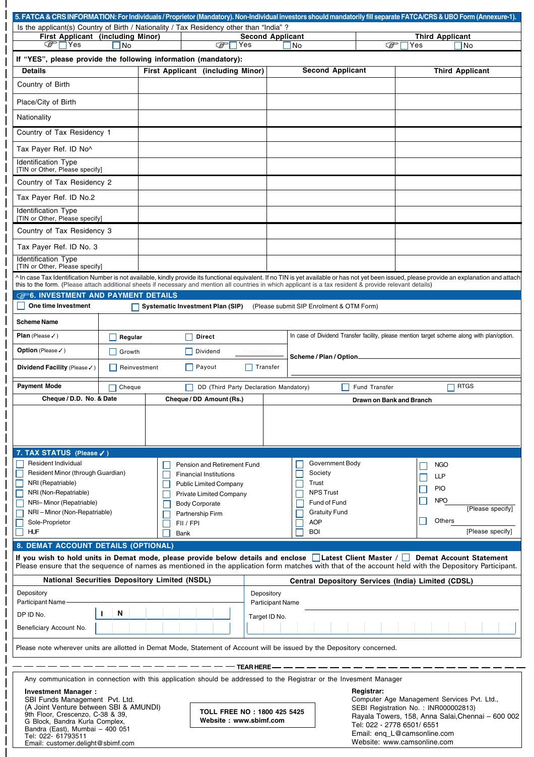## 5. FATCA & CRS INFORMATION: For Individuals / Proprietor (Mandatory). Non-Individual investors should mandatorily fill separate FATCA/CRS & UBO Form (Annexure-1).

Is the applicant(s) Country of Birth / Nationality / Tax Residency other than "India" ?

| First Applicant (including Minor) | Second Applicant | Third Applicant |
|---|---|---|
| ☐ Yes ☐ No | ☐ Yes ☐ No | ☐ Yes ☐ No |

**If "YES", please provide the following information (mandatory):**

| Details | First Applicant (including Minor) | Second Applicant | Third Applicant |
|---|---|---|---|
| Country of Birth | | | |
| Place/City of Birth | | | |
| Nationality | | | |
| Country of Tax Residency 1 | | | |
| Tax Payer Ref. ID No^ | | | |
| Identification Type [TIN or Other, Please specify] | | | |
| Country of Tax Residency 2 | | | |
| Tax Payer Ref. ID No.2 | | | |
| Identification Type [TIN or Other, Please specify] | | | |
| Country of Tax Residency 3 | | | |
| Tax Payer Ref. ID No. 3 | | | |
| Identification Type [TIN or Other, Please specify] | | | |

^ In case Tax Identification Number is not available, kindly provide its functional equivalent. If no TIN is yet available or has not yet been issued, please provide an explanation and attach this to the form. (Please attach additional sheets if necessary and mention all countries in which applicant is a tax resident & provide relevant details)

## 6. INVESTMENT AND PAYMENT DETAILS

☐ **One time Investment** ☐ **Systematic Investment Plan (SIP)** (Please submit SIP Enrolment & OTM Form)

| **Scheme Name** | | | | |
|---|---|---|---|---|
| **Plan** (Please ✓) | ☐ **Regular** | ☐ **Direct** | | In case of Dividend Transfer facility, please mention target scheme along with plan/option. |
| **Option** (Please ✓) | ☐ Growth | ☐ Dividend | | **Scheme / Plan / Option** |
| **Dividend Facility** (Please ✓) | ☐ Reinvestment | ☐ Payout | ☐ Transfer | |

**Payment Mode** ☐ Cheque ☐ DD (Third Party Declaration Mandatory) ☐ Fund Transfer ☐ RTGS

| Cheque / D.D. No. & Date | Cheque / DD Amount (Rs.) | Drawn on Bank and Branch |
|---|---|---|
| | | |

## 7. TAX STATUS (Please ✓)

| | | | |
|---|---|---|---|
| ☐ Resident Individual | ☐ Pension and Retirement Fund | ☐ Government Body | ☐ NGO |
| ☐ Resident Minor (through Guardian) | ☐ Financial Institutions | ☐ Society | ☐ LLP |
| ☐ NRI (Repatriable) | ☐ Public Limited Company | ☐ Trust | ☐ PIO |
| ☐ NRI (Non-Repatriable) | ☐ Private Limited Company | ☐ NPS Trust | ☐ NPO [Please specify] |
| ☐ NRI– Minor (Repatriable) | ☐ Body Corporate | ☐ Fund of Fund | ☐ Others [Please specify] |
| ☐ NRI – Minor (Non-Repatriable) | ☐ Partnership Firm | ☐ Gratuity Fund | |
| ☐ Sole-Proprietor | ☐ FII / FPI | ☐ AOP | |
| ☐ HUF | ☐ Bank | ☐ BOI | |

## 8. DEMAT ACCOUNT DETAILS (OPTIONAL)

**If you wish to hold units in Demat mode, please provide below details and enclose ☐ Latest Client Master / ☐ Demat Account Statement**
Please ensure that the sequence of names as mentioned in the application form matches with that of the account held with the Depository Participant.

| National Securities Depository Limited (NSDL) | Central Depository Services (India) Limited (CDSL) |
|---|---|
| Depository Participant Name | Depository Participant Name |
| DP ID No. I N | Target ID No. |
| Beneficiary Account No. | |

Please note wherever units are allotted in Demat Mode, Statement of Account will be issued by the Depository concerned.

---------------------------------------- TEAR HERE ----------------------------------------

Any communication in connection with this application should be addressed to the Registrar or the Invesment Manager

**Investment Manager :**
SBI Funds Management Pvt. Ltd.
(A Joint Venture between SBI & AMUNDI)
9th Floor, Crescenzo, C-38 & 39,
G Block, Bandra Kurla Complex,
Bandra (East), Mumbai – 400 051
Tel: 022- 61793511
Email: customer.delight@sbimf.com

**TOLL FREE NO : 1800 425 5425**
**Website : www.sbimf.com**

**Registrar:**
Computer Age Management Services Pvt. Ltd.,
SEBI Registration No. : INR000002813)
Rayala Towers, 158, Anna Salai,Chennai – 600 002
Tel: 022 - 2778 6501/ 6551
Email: enq_L@camsonline.com
Website: www.camsonline.com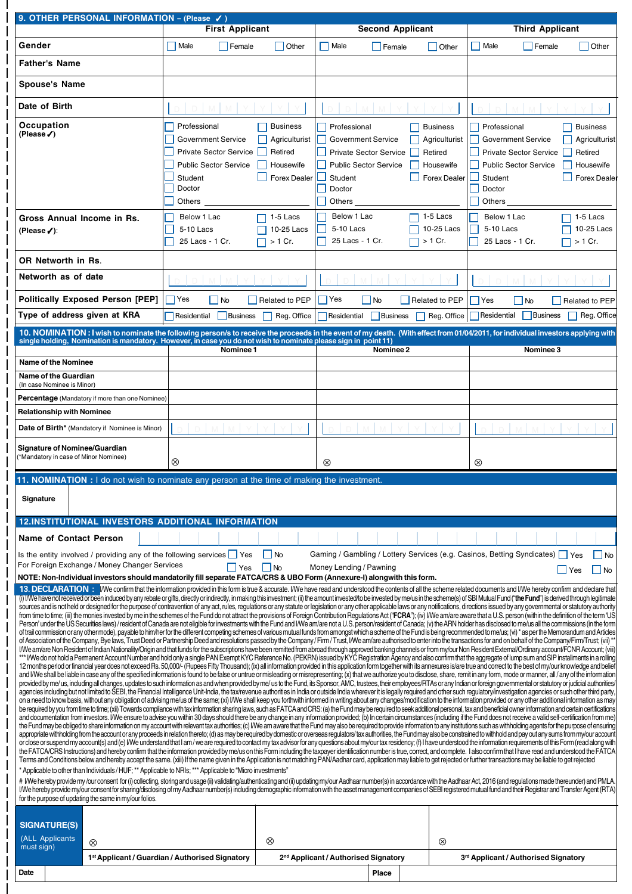## 9. OTHER PERSONAL INFORMATION – (Please ✓)

| | First Applicant | Second Applicant | Third Applicant |
|---|---|---|---|
| **Gender** | ☐ Male ☐ Female ☐ Other | ☐ Male ☐ Female ☐ Other | ☐ Male ☐ Female ☐ Other |
| **Father's Name** | | | |
| **Spouse's Name** | | | |
| **Date of Birth** | D D M M Y Y Y Y | D D M M Y Y Y Y | D D M M Y Y Y Y |
| **Occupation** (Please ✓) | ☐ Professional ☐ Business ☐ Government Service ☐ Agriculturist ☐ Private Sector Service ☐ Retired ☐ Public Sector Service ☐ Housewife ☐ Student ☐ Forex Dealer ☐ Doctor ☐ Others | ☐ Professional ☐ Business ☐ Government Service ☐ Agriculturist ☐ Private Sector Service ☐ Retired ☐ Public Sector Service ☐ Housewife ☐ Student ☐ Forex Dealer ☐ Doctor ☐ Others | ☐ Professional ☐ Business ☐ Government Service ☐ Agriculturist ☐ Private Sector Service ☐ Retired ☐ Public Sector Service ☐ Housewife ☐ Student ☐ Forex Dealer ☐ Doctor ☐ Others |
| **Gross Annual Income in Rs.** (Please ✓): | ☐ Below 1 Lac ☐ 1-5 Lacs ☐ 5-10 Lacs ☐ 10-25 Lacs ☐ 25 Lacs - 1 Cr. ☐ > 1 Cr. | ☐ Below 1 Lac ☐ 1-5 Lacs ☐ 5-10 Lacs ☐ 10-25 Lacs ☐ 25 Lacs - 1 Cr. ☐ > 1 Cr. | ☐ Below 1 Lac ☐ 1-5 Lacs ☐ 5-10 Lacs ☐ 10-25 Lacs ☐ 25 Lacs - 1 Cr. ☐ > 1 Cr. |
| **OR Networth in Rs.** | | | |
| **Networth as of date** | D D M M Y Y Y Y | D D M M Y Y Y Y | D D M M Y Y Y Y |
| **Politically Exposed Person [PEP]** | ☐ Yes ☐ No ☐ Related to PEP | ☐ Yes ☐ No ☐ Related to PEP | ☐ Yes ☐ No ☐ Related to PEP |
| **Type of address given at KRA** | ☐ Residential ☐ Business ☐ Reg. Office | ☐ Residential ☐ Business ☐ Reg. Office | ☐ Residential ☐ Business ☐ Reg. Office |

## 10. NOMINATION : I wish to nominate the following person/s to receive the proceeds in the event of my death. (With effect from 01/04/2011, for individual investors applying with single holding, Nomination is mandatory. However, in case you do not wish to nominate please sign in point 11)

| | Nominee 1 | Nominee 2 | Nominee 3 |
|---|---|---|---|
| **Name of the Nominee** | | | |
| **Name of the Guardian** (In case Nominee is Minor) | | | |
| **Percentage** (Mandatory if more than one Nominee) | | | |
| **Relationship with Nominee** | | | |
| **Date of Birth*** (Mandatory if Nominee is Minor) | D D M M Y Y Y Y | D D M M Y Y Y Y | D D M M Y Y Y Y |
| **Signature of Nominee/Guardian** (*Mandatory in case of Minor Nominee) | ⊗ | ⊗ | ⊗ |

## 11. NOMINATION : I do not wish to nominate any person at the time of making the investment.

**Signature**

## 12. INSTITUTIONAL INVESTORS ADDITIONAL INFORMATION

**Name of Contact Person**

Is the entity involved / providing any of the following services ☐ Yes ☐ No
Gaming / Gambling / Lottery Services (e.g. Casinos, Betting Syndicates) ☐ Yes ☐ No

For Foreign Exchange / Money Changer Services ☐ Yes ☐ No
Money Lending / Pawning ☐ Yes ☐ No

**NOTE: Non-Individual investors should mandatorily fill separate FATCA/CRS & UBO Form (Annexure-I) alongwith this form.**

## 13. DECLARATION :

I/We confirm that the information provided in this form is true & accurate. I/We have read and understood the contents of all the scheme related documents and I/We hereby confirm and declare that (i) I/We have not received or been induced by any rebate or gifts, directly or indirectly, in making this investment; (ii) the amount invested/to be invested by me/us in the scheme(s) of SBI Mutual Fund ("**the Fund**") is derived through legitimate sources and is not held or designed for the purpose of contravention of any act, rules, regulations or any statute or legislation or any other applicable laws or any notifications, directions issued by any governmental or statutory authority from time to time; (iii) the monies invested by me in the schemes of the Fund do not attract the provisions of Foreign Contribution Regulations Act ("**FCRA**"); (iv) I/We am/are aware that a U.S. person (within the definition of the term 'US Person' under the US Securities laws) / resident of Canada are not eligible for investments with the Fund and I/We am/are not a U.S. person/resident of Canada; (v) the ARN holder has disclosed to me/us all the commissions (in the form of trail commission or any other mode), payable to him/her for the different competing schemes of various mutual funds from amongst which a scheme of the Fund is being recommended to me/us; (vi) * as per the Memorandum and Articles of Association of the Company, Bye laws, Trust Deed or Partnership Deed and resolutions passed by the Company / Firm / Trust, I/We am/are authorised to enter into the transactions for and on behalf of the Company/Firm/Trust; (vii) ** I/We am/are Non Resident of Indian Nationality/Origin and that funds for the subscriptions have been remitted from abroad through approved banking channels or from my/our Non Resident External/Ordinary account/FCNR Account; (viii) *** I/We do not hold a Permanent Account Number and hold only a single PAN Exempt KYC Reference No. (PEKRN) issued by KYC Registration Agency and also confirm that the aggregate of lump sum and SIP installments in a rolling 12 months period or financial year does not exceed Rs. 50,000/- (Rupees Fifty Thousand); (ix) all information provided in this application form together with its annexures is/are true and correct to the best of my/our knowledge and belief and I/We shall be liable in case any of the specified information is found to be false or untrue or misleading or misrepresenting; (x) that we authorize you to disclose, share, remit in any form, mode or manner, all / any of the information provided by me/ us, including all changes, updates to such information as and when provided by me/ us to the Fund, its Sponsor, AMC, trustees, their employees/RTAs or any Indian or foreign governmental or statutory or judicial authorities/ agencies including but not limited to SEBI, the Financial Intelligence Unit-India, the tax/revenue authorities in India or outside India wherever it is legally required and other such regulatory/investigation agencies or such other third party, on a need to know basis, without any obligation of advising me/us of the same; (xi) I/We shall keep you forthwith informed in writing about any changes/modification to the information provided or any other additional information as may be required by you from my/us from time to time; (xii) Towards compliance with tax information sharing laws, such as FATCA and CRS: (a) the Fund may be required to seek additional personal, tax and beneficial owner information and certain certifications and documentation from investors. I/We ensure to advise you within 30 days should there be any change in any information provided; (b) In certain circumstances (including if the Fund does not receive a valid self-certification from me) the Fund may be obliged to share information on my account with relevant tax authorities; (c) I/We am aware that the Fund may also be required to provide information to any institutions such as withholding agents for the purpose of ensuring appropriate withholding from the account or any proceeds in relation thereto; (d) as may be required by domestic or overseas regulators/ tax authorities, the Fund may also be constrained to withhold and pay out any sums from my/our account or close or suspend my account(s) and (e) I/We understand that I am / we are required to contact my tax advisor for any questions about my/our tax residency; (f) I have understood the information requirements of this Form (read along with the FATCA/CRS Instructions) and hereby confirm that the information provided by me/us on this Form including the taxpayer identification number is true, correct, and complete. I also confirm that I have read and understood the FATCA Terms and Conditions below and hereby accept the same. (xiii) If the name given in the Application is not matching PAN/Aadhar card, application may liable to get rejected or further transactions may be liable to get rejected

\* Applicable to other than Individuals / HUF; ** Applicable to NRIs; *** Applicable to "Micro investments"

\# I/We hereby provide my /our consent for (i) collecting, storing and usage (ii) validating/authenticating and (ii) updating my/our Aadhaar number(s) in accordance with the Aadhaar Act, 2016 (and regulations made thereunder) and PMLA. I/We hereby provide my/our consent for sharing/disclosing of my Aadhaar number(s) including demographic information with the asset management companies of SEBI registered mutual fund and their Registrar and Transfer Agent (RTA) for the purpose of updating the same in my/our folios.

| **SIGNATURE(S)** (ALL Applicants must sign) | ⊗ | ⊗ | ⊗ |
|---|---|---|---|
| | **1st Applicant / Guardian / Authorised Signatory** | **2nd Applicant / Authorised Signatory** | **3rd Applicant / Authorised Signatory** |

| **Date** | | **Place** | |
|---|---|---|---|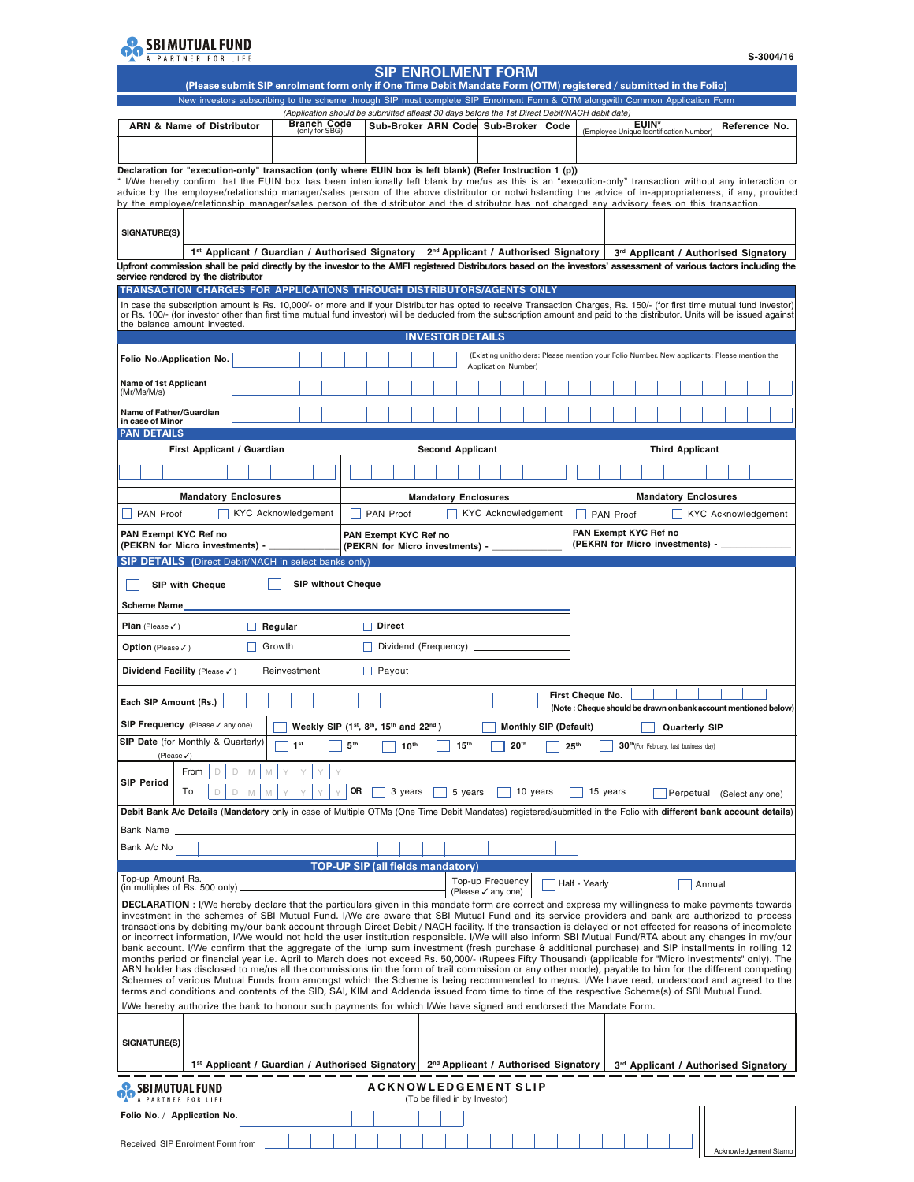**SBI MUTUAL FUND**
A PARTNER FOR LIFE

S-3004/16

# SIP ENROLMENT FORM

**(Please submit SIP enrolment form only if One Time Debit Mandate Form (OTM) registered / submitted in the Folio)**

New investors subscribing to the scheme through SIP must complete SIP Enrolment Form & OTM alongwith Common Application Form

*(Application should be submitted atleast 30 days before the 1st Direct Debit/NACH debit date)*

| ARN & Name of Distributor | Branch Code (only for SBG) | Sub-Broker ARN Code | Sub-Broker Code | EUIN* (Employee Unique Identification Number) | Reference No. |
|---|---|---|---|---|---|
| | | | | | |

**Declaration for "execution-only" transaction (only where EUIN box is left blank) (Refer Instruction 1 (p))**

* I/We hereby confirm that the EUIN box has been intentionally left blank by me/us as this is an "execution-only" transaction without any interaction or advice by the employee/relationship manager/sales person of the above distributor or notwithstanding the advice of in-appropriateness, if any, provided by the employee/relationship manager/sales person of the distributor and the distributor has not charged any advisory fees on this transaction.

| SIGNATURE(S) | | | |
|---|---|---|---|
| | 1st Applicant / Guardian / Authorised Signatory | 2nd Applicant / Authorised Signatory | 3rd Applicant / Authorised Signatory |

**Upfront commission shall be paid directly by the investor to the AMFI registered Distributors based on the investors' assessment of various factors including the service rendered by the distributor**

## TRANSACTION CHARGES FOR APPLICATIONS THROUGH DISTRIBUTORS/AGENTS ONLY

In case the subscription amount is Rs. 10,000/- or more and if your Distributor has opted to receive Transaction Charges, Rs. 150/- (for first time mutual fund investor) or Rs. 100/- (for investor other than first time mutual fund investor) will be deducted from the subscription amount and paid to the distributor. Units will be issued against the balance amount invested.

## INVESTOR DETAILS

Folio No./Application No. ______ (Existing unitholders: Please mention your Folio Number. New applicants: Please mention the Application Number)

Name of 1st Applicant (Mr/Ms/M/s) ______

Name of Father/Guardian in case of Minor ______

## PAN DETAILS

| First Applicant / Guardian | Second Applicant | Third Applicant |
|---|---|---|
| | | |
| **Mandatory Enclosures** | **Mandatory Enclosures** | **Mandatory Enclosures** |
| ☐ PAN Proof ☐ KYC Acknowledgement | ☐ PAN Proof ☐ KYC Acknowledgement | ☐ PAN Proof ☐ KYC Acknowledgement |
| **PAN Exempt KYC Ref no (PEKRN for Micro investments) -** ______ | **PAN Exempt KYC Ref no (PEKRN for Micro investments) -** ______ | **PAN Exempt KYC Ref no (PEKRN for Micro investments) -** ______ |

## SIP DETAILS (Direct Debit/NACH in select banks only)

☐ SIP with Cheque ☐ SIP without Cheque

Scheme Name ______

**Plan** (Please ✓) ☐ Regular ☐ Direct

**Option** (Please ✓) ☐ Growth ☐ Dividend (Frequency) ______

**Dividend Facility** (Please ✓) ☐ Reinvestment ☐ Payout

**Each SIP Amount (Rs.)** ______

First Cheque No. ______ (**Note : Cheque should be drawn on bank account mentioned below**)

**SIP Frequency** (Please ✓ any one) ☐ Weekly SIP (1st, 8th, 15th and 22nd) ☐ Monthly SIP (Default) ☐ Quarterly SIP

**SIP Date** (for Monthly & Quarterly) (Please ✓) ☐ 1st ☐ 5th ☐ 10th ☐ 15th ☐ 20th ☐ 25th ☐ 30th (For February, last business day)

**SIP Period** From D D M M Y Y Y Y
To D D M M Y Y Y Y **OR** ☐ 3 years ☐ 5 years ☐ 10 years ☐ 15 years ☐ Perpetual (Select any one)

**Debit Bank A/c Details** (**Mandatory** only in case of Multiple OTMs (One Time Debit Mandates) registered/submitted in the Folio with **different bank account details**)

Bank Name ______

Bank A/c No ______

## TOP-UP SIP (all fields mandatory)

Top-up Amount Rs. (in multiples of Rs. 500 only) ______ Top-up Frequency (Please ✓ any one) ☐ Half - Yearly ☐ Annual

**DECLARATION** : I/We hereby declare that the particulars given in this mandate form are correct and express my willingness to make payments towards investment in the schemes of SBI Mutual Fund. I/We are aware that SBI Mutual Fund and its service providers and bank are authorized to process transactions by debiting my/our bank account through Direct Debit / NACH facility. If the transaction is delayed or not effected for reasons of incomplete or incorrect information, I/We would not hold the user institution responsible. I/We will also inform SBI Mutual Fund/RTA about any changes in my/our bank account. I/We confirm that the aggregate of the lump sum investment (fresh purchase & additional purchase) and SIP installments in rolling 12 months period or financial year i.e. April to March does not exceed Rs. 50,000/- (Rupees Fifty Thousand) (applicable for "Micro investments" only). The ARN holder has disclosed to me/us all the commissions (in the form of trail commission or any other mode), payable to him for the different competing Schemes of various Mutual Funds from amongst which the Scheme is being recommended to me/us. I/We have read, understood and agreed to the terms and conditions and contents of the SID, SAI, KIM and Addenda issued from time to time of the respective Scheme(s) of SBI Mutual Fund.

I/We hereby authorize the bank to honour such payments for which I/We have signed and endorsed the Mandate Form.

| SIGNATURE(S) | | | |
|---|---|---|---|
| | 1st Applicant / Guardian / Authorised Signatory | 2nd Applicant / Authorised Signatory | 3rd Applicant / Authorised Signatory |

---

**SBI MUTUAL FUND**
A PARTNER FOR LIFE

## ACKNOWLEDGEMENT SLIP

(To be filled in by Investor)

Folio No. / Application No. ______

Received SIP Enrolment Form from ______

Acknowledgement Stamp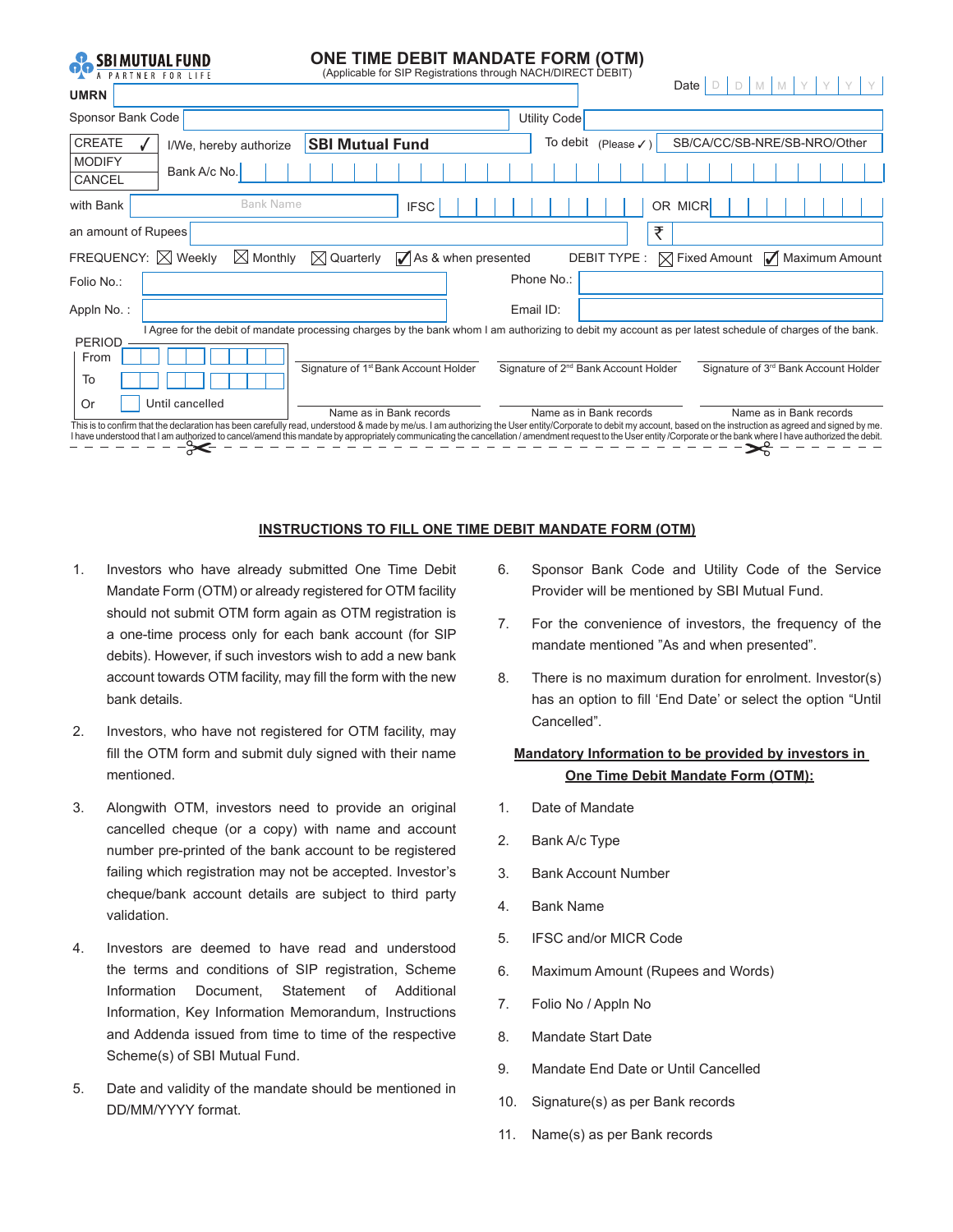**SBI MUTUAL FUND**
A PARTNER FOR LIFE

# ONE TIME DEBIT MANDATE FORM (OTM)

(Applicable for SIP Registrations through NACH/DIRECT DEBIT)

Date D D M M Y Y Y Y

UMRN

Sponsor Bank Code | Utility Code

| | |
|---|---|
| CREATE ✓ | I/We, hereby authorize **SBI Mutual Fund** To debit (Please ✓) SB/CA/CC/SB-NRE/SB-NRO/Other |
| MODIFY | Bank A/c No. |
| CANCEL | |

with Bank [Bank Name] IFSC OR MICR

an amount of Rupees ₹

FREQUENCY: ☒ Weekly ☒ Monthly ☒ Quarterly ✓ As & when presented DEBIT TYPE : ☒ Fixed Amount ✓ Maximum Amount

Folio No.: Phone No.:

Appln No. : Email ID:

I Agree for the debit of mandate processing charges by the bank whom I am authorizing to debit my account as per latest schedule of charges of the bank.

PERIOD
From
To
Or ☐ Until cancelled

| | | |
|---|---|---|
| Signature of 1st Bank Account Holder | Signature of 2nd Bank Account Holder | Signature of 3rd Bank Account Holder |
| Name as in Bank records | Name as in Bank records | Name as in Bank records |

This is to confirm that the declaration has been carefully read, understood & made by me/us. I am authorizing the User entity/Corporate to debit my account, based on the instruction as agreed and signed by me. I have understood that I am authorized to cancel/amend this mandate by appropriately communicating the cancellation / amendment request to the User entity /Corporate or the bank where I have authorized the debit.

## INSTRUCTIONS TO FILL ONE TIME DEBIT MANDATE FORM (OTM)

1. Investors who have already submitted One Time Debit Mandate Form (OTM) or already registered for OTM facility should not submit OTM form again as OTM registration is a one-time process only for each bank account (for SIP debits). However, if such investors wish to add a new bank account towards OTM facility, may fill the form with the new bank details.
2. Investors, who have not registered for OTM facility, may fill the OTM form and submit duly signed with their name mentioned.
3. Alongwith OTM, investors need to provide an original cancelled cheque (or a copy) with name and account number pre-printed of the bank account to be registered failing which registration may not be accepted. Investor's cheque/bank account details are subject to third party validation.
4. Investors are deemed to have read and understood the terms and conditions of SIP registration, Scheme Information Document, Statement of Additional Information, Key Information Memorandum, Instructions and Addenda issued from time to time of the respective Scheme(s) of SBI Mutual Fund.
5. Date and validity of the mandate should be mentioned in DD/MM/YYYY format.
6. Sponsor Bank Code and Utility Code of the Service Provider will be mentioned by SBI Mutual Fund.
7. For the convenience of investors, the frequency of the mandate mentioned "As and when presented".
8. There is no maximum duration for enrolment. Investor(s) has an option to fill 'End Date' or select the option "Until Cancelled".

### Mandatory Information to be provided by investors in One Time Debit Mandate Form (OTM):

1. Date of Mandate
2. Bank A/c Type
3. Bank Account Number
4. Bank Name
5. IFSC and/or MICR Code
6. Maximum Amount (Rupees and Words)
7. Folio No / Appln No
8. Mandate Start Date
9. Mandate End Date or Until Cancelled
10. Signature(s) as per Bank records
11. Name(s) as per Bank records